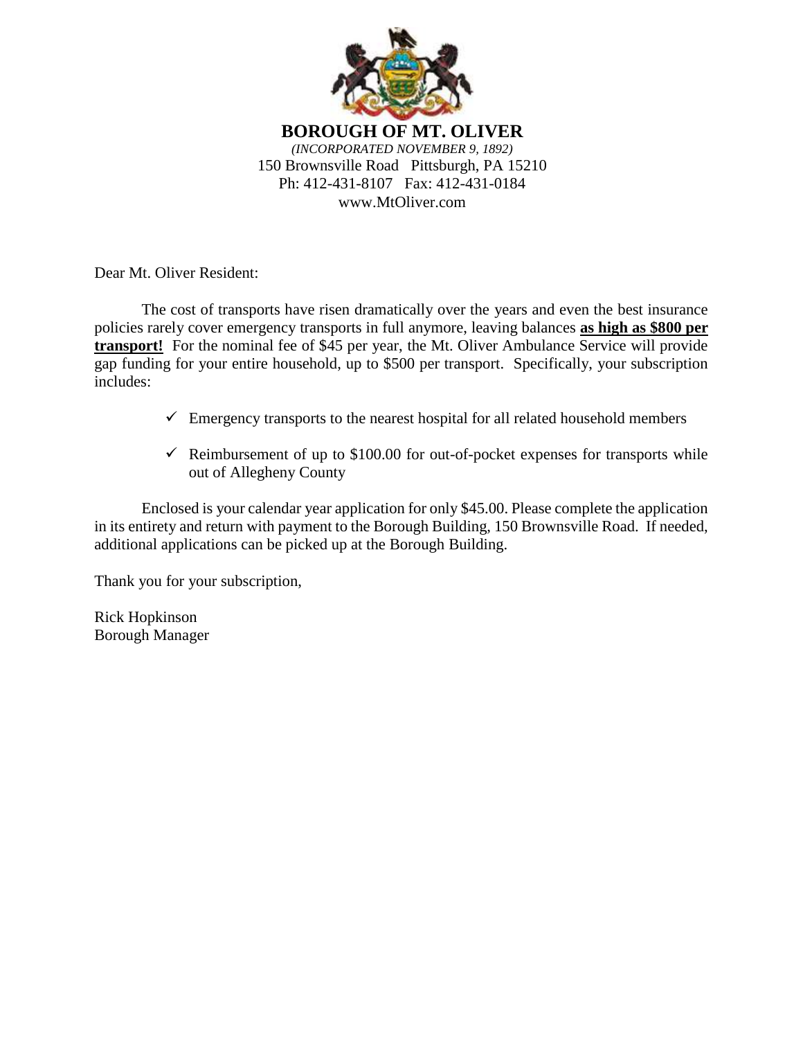# BOROUGH OF MT. OLIVER

*(INCORPORATED NOVEMBER 9, 1892)*

150 Brownsville Road Pittsburgh, PA 15210

Ph: 412-431-8107 Fax: 412-431-0184

www.MtOliver.com

Dear Mt. Oliver Resident:

The cost of transports have risen dramatically over the years and even the best insurance policies rarely cover emergency transports in full anymore, leaving balances **as high as $800 per transport!** For the nominal fee of $45 per year, the Mt. Oliver Ambulance Service will provide gap funding for your entire household, up to $500 per transport. Specifically, your subscription includes:

- ✓ Emergency transports to the nearest hospital for all related household members
- ✓ Reimbursement of up to $100.00 for out-of-pocket expenses for transports while out of Allegheny County

Enclosed is your calendar year application for only $45.00. Please complete the application in its entirety and return with payment to the Borough Building, 150 Brownsville Road. If needed, additional applications can be picked up at the Borough Building.

Thank you for your subscription,

Rick Hopkinson
Borough Manager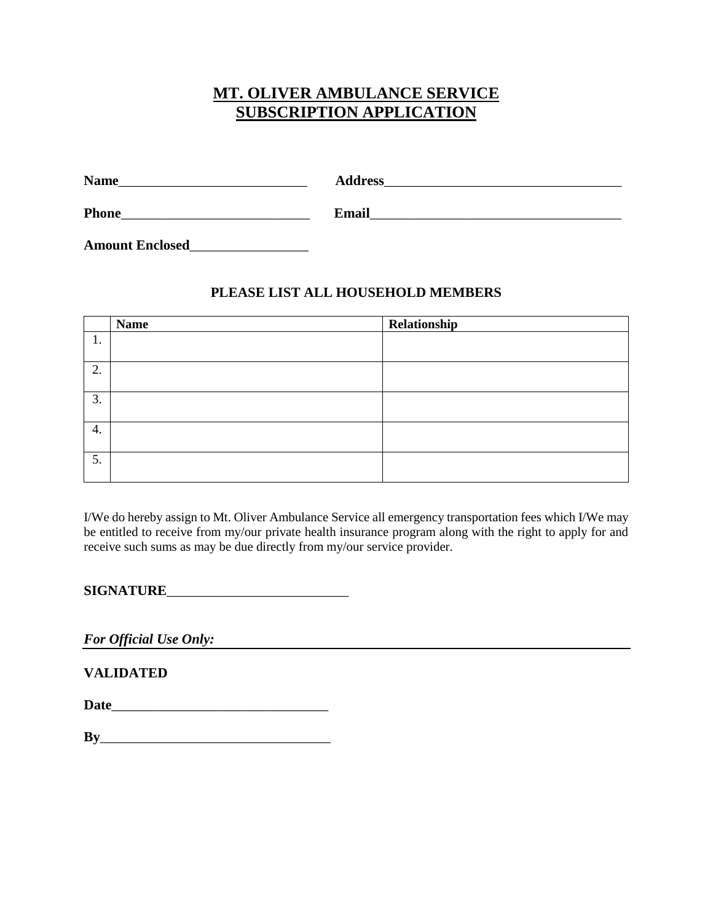# MT. OLIVER AMBULANCE SERVICE SUBSCRIPTION APPLICATION

**Name**___________________________ **Address**__________________________________

**Phone**___________________________ **Email**____________________________________

**Amount Enclosed**_________________

### PLEASE LIST ALL HOUSEHOLD MEMBERS

| | Name | Relationship |
|---|---|---|
| 1. | | |
| 2. | | |
| 3. | | |
| 4. | | |
| 5. | | |

I/We do hereby assign to Mt. Oliver Ambulance Service all emergency transportation fees which I/We may be entitled to receive from my/our private health insurance program along with the right to apply for and receive such sums as may be due directly from my/our service provider.

**SIGNATURE**__________________________

***For Official Use Only:***

**VALIDATED**

**Date**_______________________________

**By**_________________________________